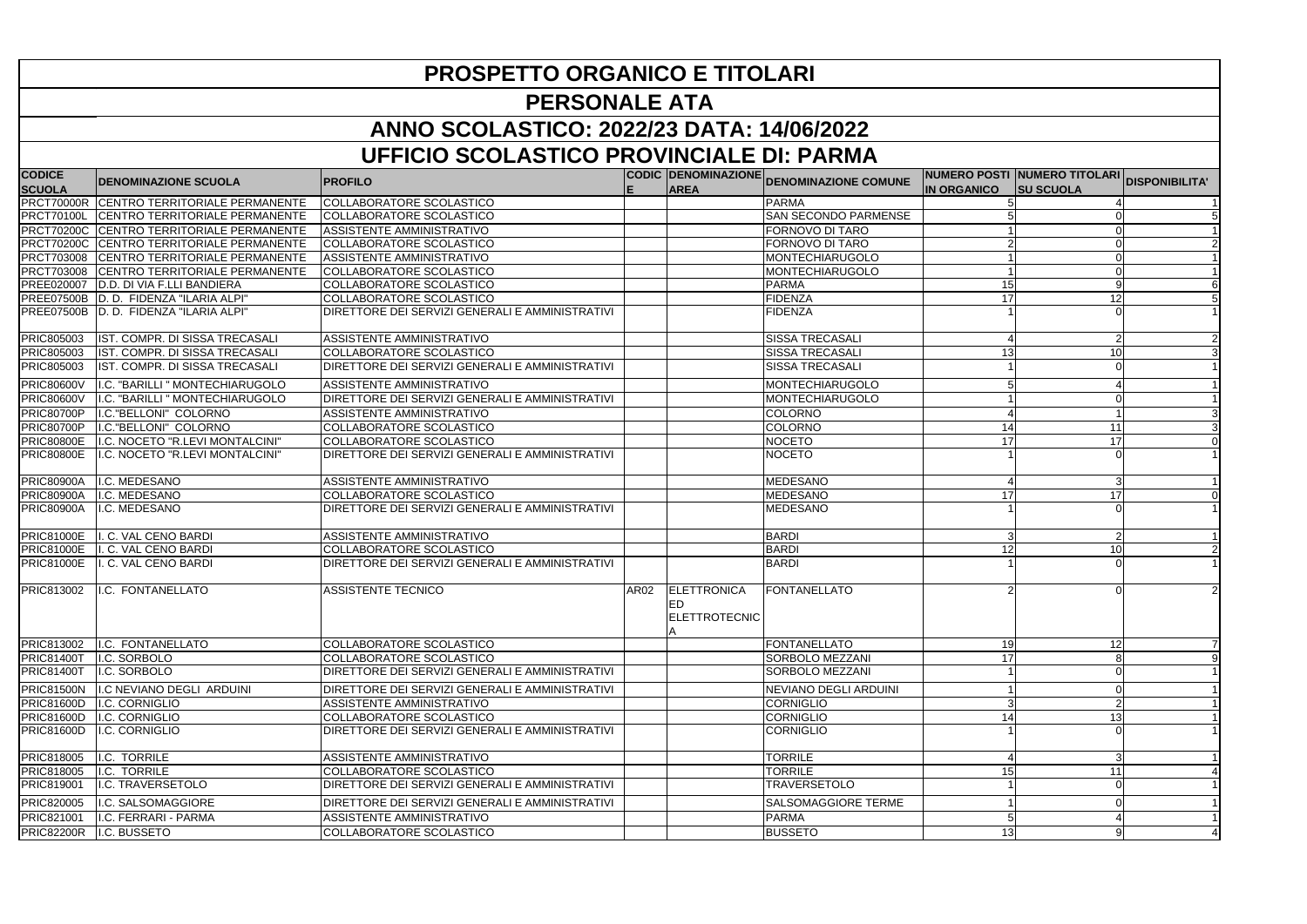# PROSPETTO ORGANICO E TITOLARI

## PERSONALE ATA

## ANNO SCOLASTICO: 2022/23 DATA: 14/06/2022

## UFFICIO SCOLASTICO PROVINCIALE DI: PARMA

| CODICE SCUOLA | DENOMINAZIONE SCUOLA | PROFILO | CODICE | DENOMINAZIONE AREA | DENOMINAZIONE COMUNE | NUMERO POSTI IN ORGANICO | NUMERO TITOLARI SU SCUOLA | DISPONIBILITA' |
|---|---|---|---|---|---|---|---|---|
| PRCT70000R | CENTRO TERRITORIALE PERMANENTE | COLLABORATORE SCOLASTICO | | | PARMA | 5 | 4 | 1 |
| PRCT70100L | CENTRO TERRITORIALE PERMANENTE | COLLABORATORE SCOLASTICO | | | SAN SECONDO PARMENSE | 5 | 0 | 5 |
| PRCT70200C | CENTRO TERRITORIALE PERMANENTE | ASSISTENTE AMMINISTRATIVO | | | FORNOVO DI TARO | 1 | 0 | 1 |
| PRCT70200C | CENTRO TERRITORIALE PERMANENTE | COLLABORATORE SCOLASTICO | | | FORNOVO DI TARO | 2 | 0 | 2 |
| PRCT703008 | CENTRO TERRITORIALE PERMANENTE | ASSISTENTE AMMINISTRATIVO | | | MONTECHIARUGOLO | 1 | 0 | 1 |
| PRCT703008 | CENTRO TERRITORIALE PERMANENTE | COLLABORATORE SCOLASTICO | | | MONTECHIARUGOLO | 1 | 0 | 1 |
| PREE020007 | D.D. DI VIA F.LLI BANDIERA | COLLABORATORE SCOLASTICO | | | PARMA | 15 | 9 | 6 |
| PREE07500B | D. D. FIDENZA "ILARIA ALPI" | COLLABORATORE SCOLASTICO | | | FIDENZA | 17 | 12 | 5 |
| PREE07500B | D. D. FIDENZA "ILARIA ALPI" | DIRETTORE DEI SERVIZI GENERALI E AMMINISTRATIVI | | | FIDENZA | 1 | 0 | 1 |
| PRIC805003 | IST. COMPR. DI SISSA TRECASALI | ASSISTENTE AMMINISTRATIVO | | | SISSA TRECASALI | 4 | 2 | 2 |
| PRIC805003 | IST. COMPR. DI SISSA TRECASALI | COLLABORATORE SCOLASTICO | | | SISSA TRECASALI | 13 | 10 | 3 |
| PRIC805003 | IST. COMPR. DI SISSA TRECASALI | DIRETTORE DEI SERVIZI GENERALI E AMMINISTRATIVI | | | SISSA TRECASALI | 1 | 0 | 1 |
| PRIC80600V | I.C. "BARILLI " MONTECHIARUGOLO | ASSISTENTE AMMINISTRATIVO | | | MONTECHIARUGOLO | 5 | 4 | 1 |
| PRIC80600V | I.C. "BARILLI " MONTECHIARUGOLO | DIRETTORE DEI SERVIZI GENERALI E AMMINISTRATIVI | | | MONTECHIARUGOLO | 1 | 0 | 1 |
| PRIC80700P | I.C."BELLONI" COLORNO | ASSISTENTE AMMINISTRATIVO | | | COLORNO | 4 | 1 | 3 |
| PRIC80700P | I.C."BELLONI" COLORNO | COLLABORATORE SCOLASTICO | | | COLORNO | 14 | 11 | 3 |
| PRIC80800E | I.C. NOCETO "R.LEVI MONTALCINI" | COLLABORATORE SCOLASTICO | | | NOCETO | 17 | 17 | 0 |
| PRIC80800E | I.C. NOCETO "R.LEVI MONTALCINI" | DIRETTORE DEI SERVIZI GENERALI E AMMINISTRATIVI | | | NOCETO | 1 | 0 | 1 |
| PRIC80900A | I.C. MEDESANO | ASSISTENTE AMMINISTRATIVO | | | MEDESANO | 4 | 3 | 1 |
| PRIC80900A | I.C. MEDESANO | COLLABORATORE SCOLASTICO | | | MEDESANO | 17 | 17 | 0 |
| PRIC80900A | I.C. MEDESANO | DIRETTORE DEI SERVIZI GENERALI E AMMINISTRATIVI | | | MEDESANO | 1 | 0 | 1 |
| PRIC81000E | I. C. VAL CENO BARDI | ASSISTENTE AMMINISTRATIVO | | | BARDI | 3 | 2 | 1 |
| PRIC81000E | I. C. VAL CENO BARDI | COLLABORATORE SCOLASTICO | | | BARDI | 12 | 10 | 2 |
| PRIC81000E | I. C. VAL CENO BARDI | DIRETTORE DEI SERVIZI GENERALI E AMMINISTRATIVI | | | BARDI | 1 | 0 | 1 |
| PRIC813002 | I.C. FONTANELLATO | ASSISTENTE TECNICO | AR02 | ELETTRONICA ED ELETTROTECNICA | FONTANELLATO | 2 | 0 | 2 |
| PRIC813002 | I.C. FONTANELLATO | COLLABORATORE SCOLASTICO | | | FONTANELLATO | 19 | 12 | 7 |
| PRIC81400T | I.C. SORBOLO | COLLABORATORE SCOLASTICO | | | SORBOLO MEZZANI | 17 | 8 | 9 |
| PRIC81400T | I.C. SORBOLO | DIRETTORE DEI SERVIZI GENERALI E AMMINISTRATIVI | | | SORBOLO MEZZANI | 1 | 0 | 1 |
| PRIC81500N | I.C NEVIANO DEGLI ARDUINI | DIRETTORE DEI SERVIZI GENERALI E AMMINISTRATIVI | | | NEVIANO DEGLI ARDUINI | 1 | 0 | 1 |
| PRIC81600D | I.C. CORNIGLIO | ASSISTENTE AMMINISTRATIVO | | | CORNIGLIO | 3 | 2 | 1 |
| PRIC81600D | I.C. CORNIGLIO | COLLABORATORE SCOLASTICO | | | CORNIGLIO | 14 | 13 | 1 |
| PRIC81600D | I.C. CORNIGLIO | DIRETTORE DEI SERVIZI GENERALI E AMMINISTRATIVI | | | CORNIGLIO | 1 | 0 | 1 |
| PRIC818005 | I.C. TORRILE | ASSISTENTE AMMINISTRATIVO | | | TORRILE | 4 | 3 | 1 |
| PRIC818005 | I.C. TORRILE | COLLABORATORE SCOLASTICO | | | TORRILE | 15 | 11 | 4 |
| PRIC819001 | I.C. TRAVERSETOLO | DIRETTORE DEI SERVIZI GENERALI E AMMINISTRATIVI | | | TRAVERSETOLO | 1 | 0 | 1 |
| PRIC820005 | I.C. SALSOMAGGIORE | DIRETTORE DEI SERVIZI GENERALI E AMMINISTRATIVI | | | SALSOMAGGIORE TERME | 1 | 0 | 1 |
| PRIC821001 | I.C. FERRARI - PARMA | ASSISTENTE AMMINISTRATIVO | | | PARMA | 5 | 4 | 1 |
| PRIC82200R | I.C. BUSSETO | COLLABORATORE SCOLASTICO | | | BUSSETO | 13 | 9 | 4 |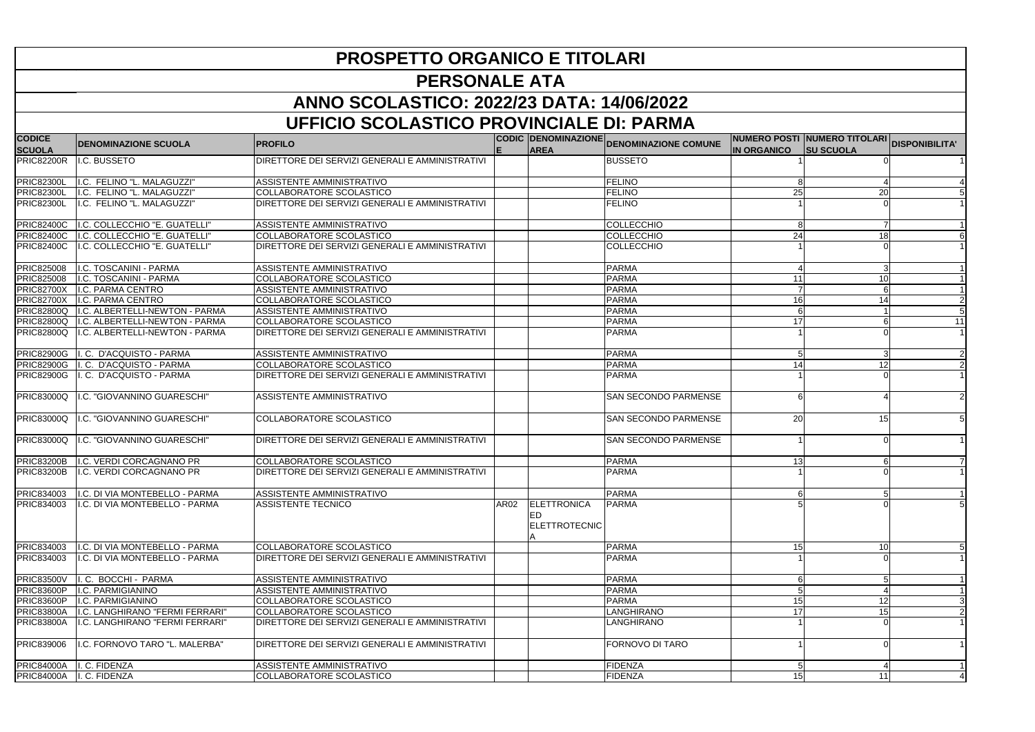# PROSPETTO ORGANICO E TITOLARI

## PERSONALE ATA

## ANNO SCOLASTICO: 2022/23 DATA: 14/06/2022

## UFFICIO SCOLASTICO PROVINCIALE DI: PARMA

| CODICE SCUOLA | DENOMINAZIONE SCUOLA | PROFILO | CODICE | DENOMINAZIONE AREA | DENOMINAZIONE COMUNE | NUMERO POSTI IN ORGANICO | NUMERO TITOLARI SU SCUOLA | DISPONIBILITA' |
|---|---|---|---|---|---|---|---|---|
| PRIC82200R | I.C. BUSSETO | DIRETTORE DEI SERVIZI GENERALI E AMMINISTRATIVI | | | BUSSETO | 1 | 0 | 1 |
| PRIC82300L | I.C. FELINO "L. MALAGUZZI" | ASSISTENTE AMMINISTRATIVO | | | FELINO | 8 | 4 | 4 |
| PRIC82300L | I.C. FELINO "L. MALAGUZZI" | COLLABORATORE SCOLASTICO | | | FELINO | 25 | 20 | 5 |
| PRIC82300L | I.C. FELINO "L. MALAGUZZI" | DIRETTORE DEI SERVIZI GENERALI E AMMINISTRATIVI | | | FELINO | 1 | 0 | 1 |
| PRIC82400C | I.C. COLLECCHIO "E. GUATELLI" | ASSISTENTE AMMINISTRATIVO | | | COLLECCHIO | 8 | 7 | 1 |
| PRIC82400C | I.C. COLLECCHIO "E. GUATELLI" | COLLABORATORE SCOLASTICO | | | COLLECCHIO | 24 | 18 | 6 |
| PRIC82400C | I.C. COLLECCHIO "E. GUATELLI" | DIRETTORE DEI SERVIZI GENERALI E AMMINISTRATIVI | | | COLLECCHIO | 1 | 0 | 1 |
| PRIC825008 | I.C. TOSCANINI - PARMA | ASSISTENTE AMMINISTRATIVO | | | PARMA | 4 | 3 | 1 |
| PRIC825008 | I.C. TOSCANINI - PARMA | COLLABORATORE SCOLASTICO | | | PARMA | 11 | 10 | 1 |
| PRIC82700X | I.C. PARMA CENTRO | ASSISTENTE AMMINISTRATIVO | | | PARMA | 7 | 6 | 1 |
| PRIC82700X | I.C. PARMA CENTRO | COLLABORATORE SCOLASTICO | | | PARMA | 16 | 14 | 2 |
| PRIC82800Q | I.C. ALBERTELLI-NEWTON - PARMA | ASSISTENTE AMMINISTRATIVO | | | PARMA | 6 | 1 | 5 |
| PRIC82800Q | I.C. ALBERTELLI-NEWTON - PARMA | COLLABORATORE SCOLASTICO | | | PARMA | 17 | 6 | 11 |
| PRIC82800Q | I.C. ALBERTELLI-NEWTON - PARMA | DIRETTORE DEI SERVIZI GENERALI E AMMINISTRATIVI | | | PARMA | 1 | 0 | 1 |
| PRIC82900G | I. C. D'ACQUISTO - PARMA | ASSISTENTE AMMINISTRATIVO | | | PARMA | 5 | 3 | 2 |
| PRIC82900G | I. C. D'ACQUISTO - PARMA | COLLABORATORE SCOLASTICO | | | PARMA | 14 | 12 | 2 |
| PRIC82900G | I. C. D'ACQUISTO - PARMA | DIRETTORE DEI SERVIZI GENERALI E AMMINISTRATIVI | | | PARMA | 1 | 0 | 1 |
| PRIC83000Q | I.C. "GIOVANNINO GUARESCHI" | ASSISTENTE AMMINISTRATIVO | | | SAN SECONDO PARMENSE | 6 | 4 | 2 |
| PRIC83000Q | I.C. "GIOVANNINO GUARESCHI" | COLLABORATORE SCOLASTICO | | | SAN SECONDO PARMENSE | 20 | 15 | 5 |
| PRIC83000Q | I.C. "GIOVANNINO GUARESCHI" | DIRETTORE DEI SERVIZI GENERALI E AMMINISTRATIVI | | | SAN SECONDO PARMENSE | 1 | 0 | 1 |
| PRIC83200B | I.C. VERDI CORCAGNANO PR | COLLABORATORE SCOLASTICO | | | PARMA | 13 | 6 | 7 |
| PRIC83200B | I.C. VERDI CORCAGNANO PR | DIRETTORE DEI SERVIZI GENERALI E AMMINISTRATIVI | | | PARMA | 1 | 0 | 1 |
| PRIC834003 | I.C. DI VIA MONTEBELLO - PARMA | ASSISTENTE AMMINISTRATIVO | | | PARMA | 6 | 5 | 1 |
| PRIC834003 | I.C. DI VIA MONTEBELLO - PARMA | ASSISTENTE TECNICO | AR02 | ELETTRONICA ED ELETTROTECNICA | PARMA | 5 | 0 | 5 |
| PRIC834003 | I.C. DI VIA MONTEBELLO - PARMA | COLLABORATORE SCOLASTICO | | | PARMA | 15 | 10 | 5 |
| PRIC834003 | I.C. DI VIA MONTEBELLO - PARMA | DIRETTORE DEI SERVIZI GENERALI E AMMINISTRATIVI | | | PARMA | 1 | 0 | 1 |
| PRIC83500V | I. C. BOCCHI - PARMA | ASSISTENTE AMMINISTRATIVO | | | PARMA | 6 | 5 | 1 |
| PRIC83600P | I.C. PARMIGIANINO | ASSISTENTE AMMINISTRATIVO | | | PARMA | 5 | 4 | 1 |
| PRIC83600P | I.C. PARMIGIANINO | COLLABORATORE SCOLASTICO | | | PARMA | 15 | 12 | 3 |
| PRIC83800A | I.C. LANGHIRANO "FERMI FERRARI" | COLLABORATORE SCOLASTICO | | | LANGHIRANO | 17 | 15 | 2 |
| PRIC83800A | I.C. LANGHIRANO "FERMI FERRARI" | DIRETTORE DEI SERVIZI GENERALI E AMMINISTRATIVI | | | LANGHIRANO | 1 | 0 | 1 |
| PRIC839006 | I.C. FORNOVO TARO "L. MALERBA" | DIRETTORE DEI SERVIZI GENERALI E AMMINISTRATIVI | | | FORNOVO DI TARO | 1 | 0 | 1 |
| PRIC84000A | I. C. FIDENZA | ASSISTENTE AMMINISTRATIVO | | | FIDENZA | 5 | 4 | 1 |
| PRIC84000A | I. C. FIDENZA | COLLABORATORE SCOLASTICO | | | FIDENZA | 15 | 11 | 4 |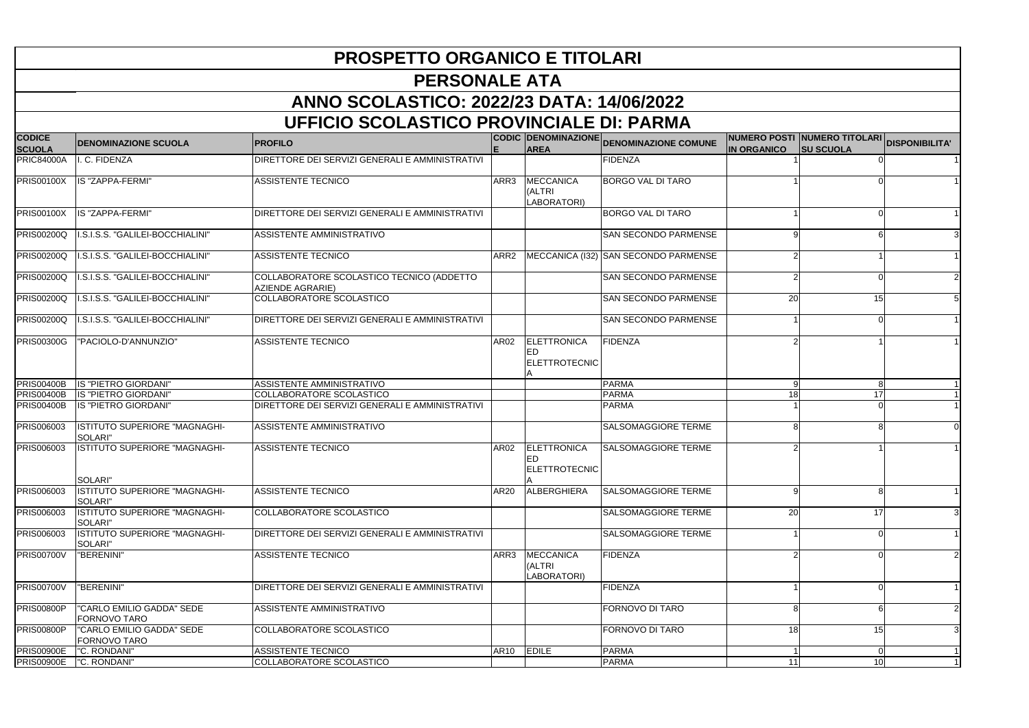# PROSPETTO ORGANICO E TITOLARI

## PERSONALE ATA

## ANNO SCOLASTICO: 2022/23 DATA: 14/06/2022

## UFFICIO SCOLASTICO PROVINCIALE DI: PARMA

| CODICE SCUOLA | DENOMINAZIONE SCUOLA | PROFILO | CODICE | DENOMINAZIONE AREA | DENOMINAZIONE COMUNE | NUMERO POSTI IN ORGANICO | NUMERO TITOLARI SU SCUOLA | DISPONIBILITA' |
|---|---|---|---|---|---|---|---|---|
| PRIC84000A | I. C. FIDENZA | DIRETTORE DEI SERVIZI GENERALI E AMMINISTRATIVI | | | FIDENZA | 1 | 0 | 1 |
| PRIS00100X | IS "ZAPPA-FERMI" | ASSISTENTE TECNICO | ARR3 | MECCANICA (ALTRI LABORATORI) | BORGO VAL DI TARO | 1 | 0 | 1 |
| PRIS00100X | IS "ZAPPA-FERMI" | DIRETTORE DEI SERVIZI GENERALI E AMMINISTRATIVI | | | BORGO VAL DI TARO | 1 | 0 | 1 |
| PRIS00200Q | I.S.I.S.S. "GALILEI-BOCCHIALINI" | ASSISTENTE AMMINISTRATIVO | | | SAN SECONDO PARMENSE | 9 | 6 | 3 |
| PRIS00200Q | I.S.I.S.S. "GALILEI-BOCCHIALINI" | ASSISTENTE TECNICO | ARR2 | MECCANICA (I32) | SAN SECONDO PARMENSE | 2 | 1 | 1 |
| PRIS00200Q | I.S.I.S.S. "GALILEI-BOCCHIALINI" | COLLABORATORE SCOLASTICO TECNICO (ADDETTO AZIENDE AGRARIE) | | | SAN SECONDO PARMENSE | 2 | 0 | 2 |
| PRIS00200Q | I.S.I.S.S. "GALILEI-BOCCHIALINI" | COLLABORATORE SCOLASTICO | | | SAN SECONDO PARMENSE | 20 | 15 | 5 |
| PRIS00200Q | I.S.I.S.S. "GALILEI-BOCCHIALINI" | DIRETTORE DEI SERVIZI GENERALI E AMMINISTRATIVI | | | SAN SECONDO PARMENSE | 1 | 0 | 1 |
| PRIS00300G | "PACIOLO-D'ANNUNZIO" | ASSISTENTE TECNICO | AR02 | ELETTRONICA ED ELETTROTECNICA | FIDENZA | 2 | 1 | 1 |
| PRIS00400B | IS "PIETRO GIORDANI" | ASSISTENTE AMMINISTRATIVO | | | PARMA | 9 | 8 | 1 |
| PRIS00400B | IS "PIETRO GIORDANI" | COLLABORATORE SCOLASTICO | | | PARMA | 18 | 17 | 1 |
| PRIS00400B | IS "PIETRO GIORDANI" | DIRETTORE DEI SERVIZI GENERALI E AMMINISTRATIVI | | | PARMA | 1 | 0 | 1 |
| PRIS006003 | ISTITUTO SUPERIORE "MAGNAGHI-SOLARI" | ASSISTENTE AMMINISTRATIVO | | | SALSOMAGGIORE TERME | 8 | 8 | 0 |
| PRIS006003 | ISTITUTO SUPERIORE "MAGNAGHI-SOLARI" | ASSISTENTE TECNICO | AR02 | ELETTRONICA ED ELETTROTECNICA | SALSOMAGGIORE TERME | 2 | 1 | 1 |
| PRIS006003 | ISTITUTO SUPERIORE "MAGNAGHI-SOLARI" | ASSISTENTE TECNICO | AR20 | ALBERGHIERA | SALSOMAGGIORE TERME | 9 | 8 | 1 |
| PRIS006003 | ISTITUTO SUPERIORE "MAGNAGHI-SOLARI" | COLLABORATORE SCOLASTICO | | | SALSOMAGGIORE TERME | 20 | 17 | 3 |
| PRIS006003 | ISTITUTO SUPERIORE "MAGNAGHI-SOLARI" | DIRETTORE DEI SERVIZI GENERALI E AMMINISTRATIVI | | | SALSOMAGGIORE TERME | 1 | 0 | 1 |
| PRIS00700V | "BERENINI" | ASSISTENTE TECNICO | ARR3 | MECCANICA (ALTRI LABORATORI) | FIDENZA | 2 | 0 | 2 |
| PRIS00700V | "BERENINI" | DIRETTORE DEI SERVIZI GENERALI E AMMINISTRATIVI | | | FIDENZA | 1 | 0 | 1 |
| PRIS00800P | "CARLO EMILIO GADDA" SEDE FORNOVO TARO | ASSISTENTE AMMINISTRATIVO | | | FORNOVO DI TARO | 8 | 6 | 2 |
| PRIS00800P | "CARLO EMILIO GADDA" SEDE FORNOVO TARO | COLLABORATORE SCOLASTICO | | | FORNOVO DI TARO | 18 | 15 | 3 |
| PRIS00900E | "C. RONDANI" | ASSISTENTE TECNICO | AR10 | EDILE | PARMA | 1 | 0 | 1 |
| PRIS00900E | "C. RONDANI" | COLLABORATORE SCOLASTICO | | | PARMA | 11 | 10 | 1 |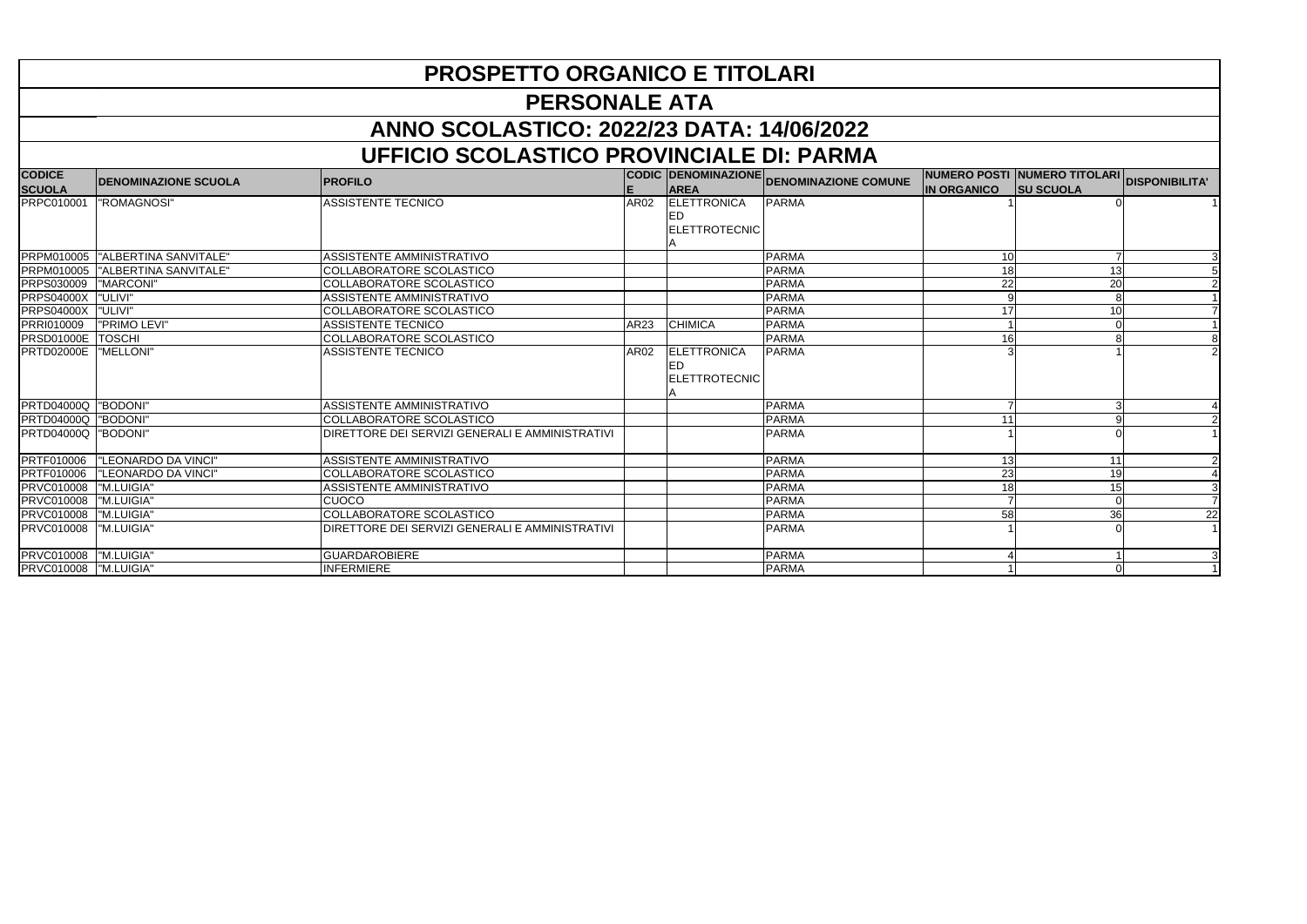# PROSPETTO ORGANICO E TITOLARI

## PERSONALE ATA

## ANNO SCOLASTICO: 2022/23 DATA: 14/06/2022

## UFFICIO SCOLASTICO PROVINCIALE DI: PARMA

| CODICE SCUOLA | DENOMINAZIONE SCUOLA | PROFILO | CODICE | DENOMINAZIONE AREA | DENOMINAZIONE COMUNE | NUMERO POSTI IN ORGANICO | NUMERO TITOLARI SU SCUOLA | DISPONIBILITA' |
|---|---|---|---|---|---|---|---|---|
| PRPC010001 | "ROMAGNOSI" | ASSISTENTE TECNICO | AR02 | ELETTRONICA ED ELETTROTECNICA | PARMA | 1 | 0 | 1 |
| PRPM010005 | "ALBERTINA SANVITALE" | ASSISTENTE AMMINISTRATIVO | | | PARMA | 10 | 7 | 3 |
| PRPM010005 | "ALBERTINA SANVITALE" | COLLABORATORE SCOLASTICO | | | PARMA | 18 | 13 | 5 |
| PRPS030009 | "MARCONI" | COLLABORATORE SCOLASTICO | | | PARMA | 22 | 20 | 2 |
| PRPS04000X | "ULIVI" | ASSISTENTE AMMINISTRATIVO | | | PARMA | 9 | 8 | 1 |
| PRPS04000X | "ULIVI" | COLLABORATORE SCOLASTICO | | | PARMA | 17 | 10 | 7 |
| PRRI010009 | "PRIMO LEVI" | ASSISTENTE TECNICO | AR23 | CHIMICA | PARMA | 1 | 0 | 1 |
| PRSD01000E | TOSCHI | COLLABORATORE SCOLASTICO | | | PARMA | 16 | 8 | 8 |
| PRTD02000E | "MELLONI" | ASSISTENTE TECNICO | AR02 | ELETTRONICA ED ELETTROTECNICA | PARMA | 3 | 1 | 2 |
| PRTD04000Q | "BODONI" | ASSISTENTE AMMINISTRATIVO | | | PARMA | 7 | 3 | 4 |
| PRTD04000Q | "BODONI" | COLLABORATORE SCOLASTICO | | | PARMA | 11 | 9 | 2 |
| PRTD04000Q | "BODONI" | DIRETTORE DEI SERVIZI GENERALI E AMMINISTRATIVI | | | PARMA | 1 | 0 | 1 |
| PRTF010006 | "LEONARDO DA VINCI" | ASSISTENTE AMMINISTRATIVO | | | PARMA | 13 | 11 | 2 |
| PRTF010006 | "LEONARDO DA VINCI" | COLLABORATORE SCOLASTICO | | | PARMA | 23 | 19 | 4 |
| PRVC010008 | "M.LUIGIA" | ASSISTENTE AMMINISTRATIVO | | | PARMA | 18 | 15 | 3 |
| PRVC010008 | "M.LUIGIA" | CUOCO | | | PARMA | 7 | 0 | 7 |
| PRVC010008 | "M.LUIGIA" | COLLABORATORE SCOLASTICO | | | PARMA | 58 | 36 | 22 |
| PRVC010008 | "M.LUIGIA" | DIRETTORE DEI SERVIZI GENERALI E AMMINISTRATIVI | | | PARMA | 1 | 0 | 1 |
| PRVC010008 | "M.LUIGIA" | GUARDAROBIERE | | | PARMA | 4 | 1 | 3 |
| PRVC010008 | "M.LUIGIA" | INFERMIERE | | | PARMA | 1 | 0 | 1 |